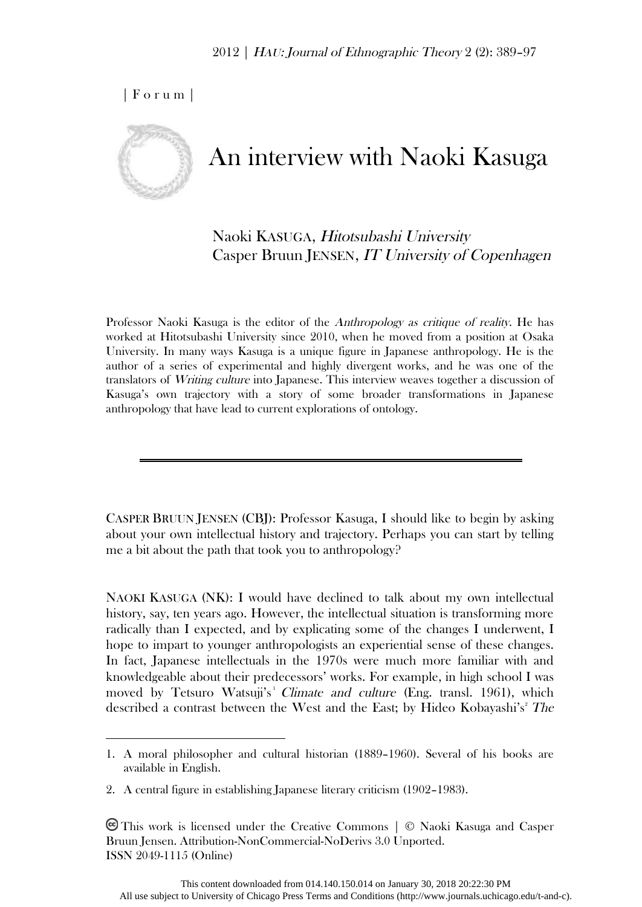| Forum |

# An interview with Naoki Kasuga

Naoki KASUGA, *Hitotsubashi University*
Casper Bruun JENSEN, *IT University of Copenhagen*

Professor Naoki Kasuga is the editor of the *Anthropology as critique of reality*. He has worked at Hitotsubashi University since 2010, when he moved from a position at Osaka University. In many ways Kasuga is a unique figure in Japanese anthropology. He is the author of a series of experimental and highly divergent works, and he was one of the translators of *Writing culture* into Japanese. This interview weaves together a discussion of Kasuga's own trajectory with a story of some broader transformations in Japanese anthropology that have lead to current explorations of ontology.

---

CASPER BRUUN JENSEN (CBJ): Professor Kasuga, I should like to begin by asking about your own intellectual history and trajectory. Perhaps you can start by telling me a bit about the path that took you to anthropology?

NAOKI KASUGA (NK): I would have declined to talk about my own intellectual history, say, ten years ago. However, the intellectual situation is transforming more radically than I expected, and by explicating some of the changes I underwent, I hope to impart to younger anthropologists an experiential sense of these changes. In fact, Japanese intellectuals in the 1970s were much more familiar with and knowledgeable about their predecessors' works. For example, in high school I was moved by Tetsuro Watsuji's[1] *Climate and culture* (Eng. transl. 1961), which described a contrast between the West and the East; by Hideo Kobayashi's[2] *The*

1. A moral philosopher and cultural historian (1889–1960). Several of his books are available in English.

2. A central figure in establishing Japanese literary criticism (1902–1983).

This work is licensed under the Creative Commons | © Naoki Kasuga and Casper Bruun Jensen. Attribution-NonCommercial-NoDerivs 3.0 Unported.
ISSN 2049-1115 (Online)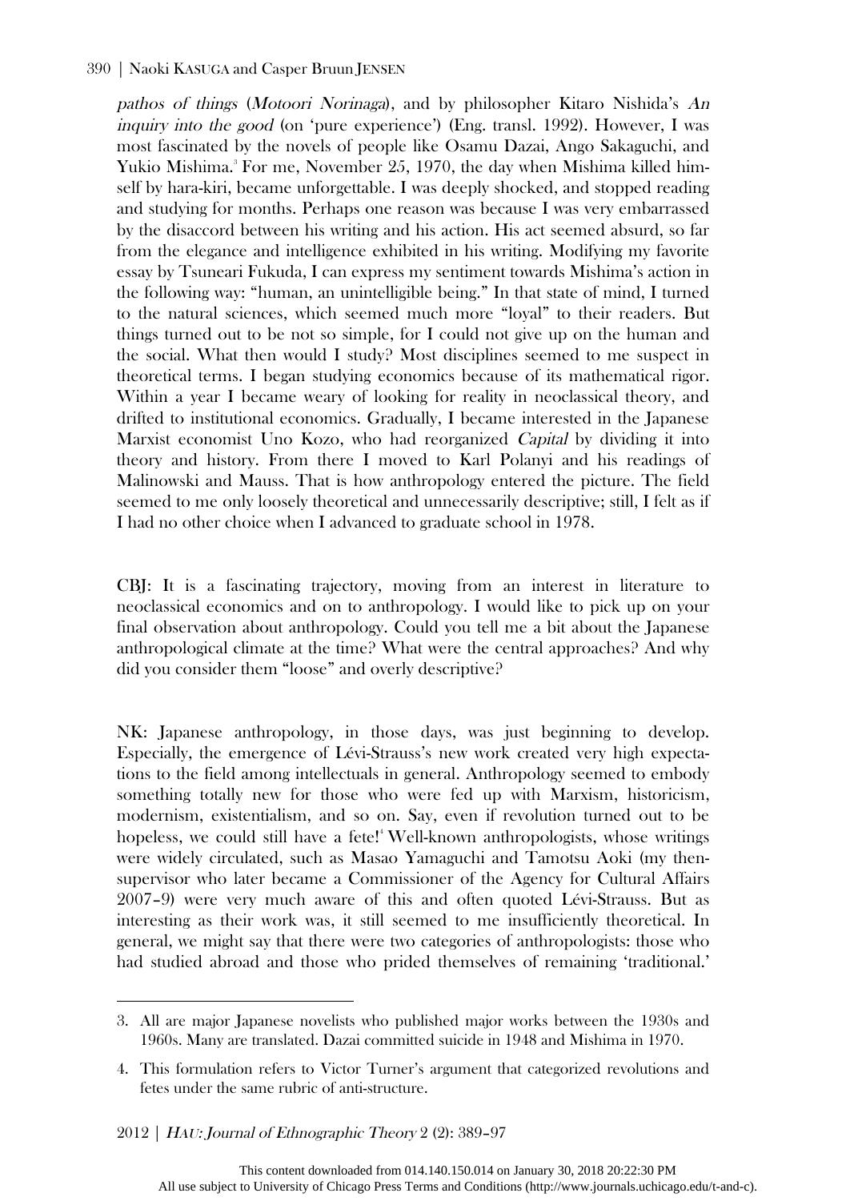*pathos of things* (*Motoori Norinaga*), and by philosopher Kitaro Nishida's *An inquiry into the good* (on 'pure experience') (Eng. transl. 1992). However, I was most fascinated by the novels of people like Osamu Dazai, Ango Sakaguchi, and Yukio Mishima.[3] For me, November 25, 1970, the day when Mishima killed himself by hara-kiri, became unforgettable. I was deeply shocked, and stopped reading and studying for months. Perhaps one reason was because I was very embarrassed by the disaccord between his writing and his action. His act seemed absurd, so far from the elegance and intelligence exhibited in his writing. Modifying my favorite essay by Tsuneari Fukuda, I can express my sentiment towards Mishima's action in the following way: "human, an unintelligible being." In that state of mind, I turned to the natural sciences, which seemed much more "loyal" to their readers. But things turned out to be not so simple, for I could not give up on the human and the social. What then would I study? Most disciplines seemed to me suspect in theoretical terms. I began studying economics because of its mathematical rigor. Within a year I became weary of looking for reality in neoclassical theory, and drifted to institutional economics. Gradually, I became interested in the Japanese Marxist economist Uno Kozo, who had reorganized *Capital* by dividing it into theory and history. From there I moved to Karl Polanyi and his readings of Malinowski and Mauss. That is how anthropology entered the picture. The field seemed to me only loosely theoretical and unnecessarily descriptive; still, I felt as if I had no other choice when I advanced to graduate school in 1978.

CBJ: It is a fascinating trajectory, moving from an interest in literature to neoclassical economics and on to anthropology. I would like to pick up on your final observation about anthropology. Could you tell me a bit about the Japanese anthropological climate at the time? What were the central approaches? And why did you consider them "loose" and overly descriptive?

NK: Japanese anthropology, in those days, was just beginning to develop. Especially, the emergence of Lévi-Strauss's new work created very high expectations to the field among intellectuals in general. Anthropology seemed to embody something totally new for those who were fed up with Marxism, historicism, modernism, existentialism, and so on. Say, even if revolution turned out to be hopeless, we could still have a fete![4] Well-known anthropologists, whose writings were widely circulated, such as Masao Yamaguchi and Tamotsu Aoki (my then-supervisor who later became a Commissioner of the Agency for Cultural Affairs 2007–9) were very much aware of this and often quoted Lévi-Strauss. But as interesting as their work was, it still seemed to me insufficiently theoretical. In general, we might say that there were two categories of anthropologists: those who had studied abroad and those who prided themselves of remaining 'traditional.'

3. All are major Japanese novelists who published major works between the 1930s and 1960s. Many are translated. Dazai committed suicide in 1948 and Mishima in 1970.

4. This formulation refers to Victor Turner's argument that categorized revolutions and fetes under the same rubric of anti-structure.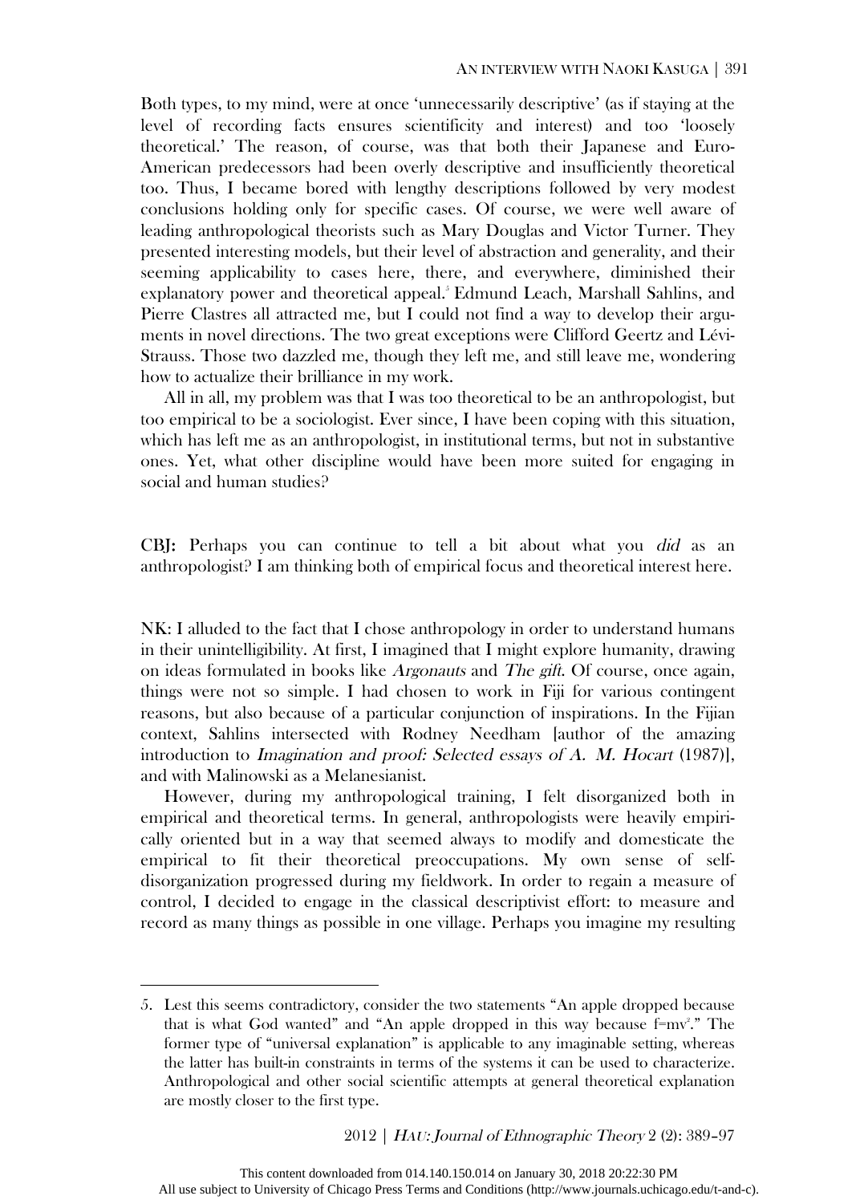Both types, to my mind, were at once 'unnecessarily descriptive' (as if staying at the level of recording facts ensures scientificity and interest) and too 'loosely theoretical.' The reason, of course, was that both their Japanese and Euro-American predecessors had been overly descriptive and insufficiently theoretical too. Thus, I became bored with lengthy descriptions followed by very modest conclusions holding only for specific cases. Of course, we were well aware of leading anthropological theorists such as Mary Douglas and Victor Turner. They presented interesting models, but their level of abstraction and generality, and their seeming applicability to cases here, there, and everywhere, diminished their explanatory power and theoretical appeal.[5] Edmund Leach, Marshall Sahlins, and Pierre Clastres all attracted me, but I could not find a way to develop their arguments in novel directions. The two great exceptions were Clifford Geertz and Lévi-Strauss. Those two dazzled me, though they left me, and still leave me, wondering how to actualize their brilliance in my work.

All in all, my problem was that I was too theoretical to be an anthropologist, but too empirical to be a sociologist. Ever since, I have been coping with this situation, which has left me as an anthropologist, in institutional terms, but not in substantive ones. Yet, what other discipline would have been more suited for engaging in social and human studies?

**CBJ:** Perhaps you can continue to tell a bit about what you *did* as an anthropologist? I am thinking both of empirical focus and theoretical interest here.

NK: I alluded to the fact that I chose anthropology in order to understand humans in their unintelligibility. At first, I imagined that I might explore humanity, drawing on ideas formulated in books like *Argonauts* and *The gift*. Of course, once again, things were not so simple. I had chosen to work in Fiji for various contingent reasons, but also because of a particular conjunction of inspirations. In the Fijian context, Sahlins intersected with Rodney Needham [author of the amazing introduction to *Imagination and proof: Selected essays of A. M. Hocart* (1987)], and with Malinowski as a Melanesianist.

However, during my anthropological training, I felt disorganized both in empirical and theoretical terms. In general, anthropologists were heavily empirically oriented but in a way that seemed always to modify and domesticate the empirical to fit their theoretical preoccupations. My own sense of self-disorganization progressed during my fieldwork. In order to regain a measure of control, I decided to engage in the classical descriptivist effort: to measure and record as many things as possible in one village. Perhaps you imagine my resulting

5. Lest this seems contradictory, consider the two statements "An apple dropped because that is what God wanted" and "An apple dropped in this way because $f=mv^2$." The former type of "universal explanation" is applicable to any imaginable setting, whereas the latter has built-in constraints in terms of the systems it can be used to characterize. Anthropological and other social scientific attempts at general theoretical explanation are mostly closer to the first type.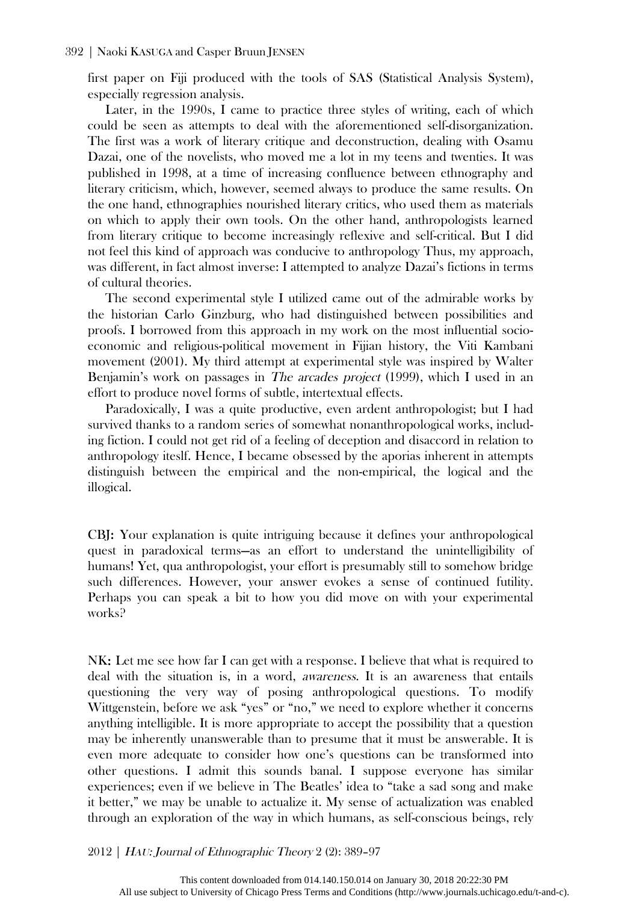first paper on Fiji produced with the tools of SAS (Statistical Analysis System), especially regression analysis.

Later, in the 1990s, I came to practice three styles of writing, each of which could be seen as attempts to deal with the aforementioned self-disorganization. The first was a work of literary critique and deconstruction, dealing with Osamu Dazai, one of the novelists, who moved me a lot in my teens and twenties. It was published in 1998, at a time of increasing confluence between ethnography and literary criticism, which, however, seemed always to produce the same results. On the one hand, ethnographies nourished literary critics, who used them as materials on which to apply their own tools. On the other hand, anthropologists learned from literary critique to become increasingly reflexive and self-critical. But I did not feel this kind of approach was conducive to anthropology Thus, my approach, was different, in fact almost inverse: I attempted to analyze Dazai's fictions in terms of cultural theories.

The second experimental style I utilized came out of the admirable works by the historian Carlo Ginzburg, who had distinguished between possibilities and proofs. I borrowed from this approach in my work on the most influential socio-economic and religious-political movement in Fijian history, the Viti Kambani movement (2001). My third attempt at experimental style was inspired by Walter Benjamin's work on passages in *The arcades project* (1999), which I used in an effort to produce novel forms of subtle, intertextual effects.

Paradoxically, I was a quite productive, even ardent anthropologist; but I had survived thanks to a random series of somewhat nonanthropological works, including fiction. I could not get rid of a feeling of deception and disaccord in relation to anthropology iteslf. Hence, I became obsessed by the aporias inherent in attempts distinguish between the empirical and the non-empirical, the logical and the illogical.

**CBJ:** Your explanation is quite intriguing because it defines your anthropological quest in paradoxical terms—as an effort to understand the unintelligibility of humans! Yet, qua anthropologist, your effort is presumably still to somehow bridge such differences. However, your answer evokes a sense of continued futility. Perhaps you can speak a bit to how you did move on with your experimental works?

**NK:** Let me see how far I can get with a response. I believe that what is required to deal with the situation is, in a word, *awareness*. It is an awareness that entails questioning the very way of posing anthropological questions. To modify Wittgenstein, before we ask "yes" or "no," we need to explore whether it concerns anything intelligible. It is more appropriate to accept the possibility that a question may be inherently unanswerable than to presume that it must be answerable. It is even more adequate to consider how one's questions can be transformed into other questions. I admit this sounds banal. I suppose everyone has similar experiences; even if we believe in The Beatles' idea to "take a sad song and make it better," we may be unable to actualize it. My sense of actualization was enabled through an exploration of the way in which humans, as self-conscious beings, rely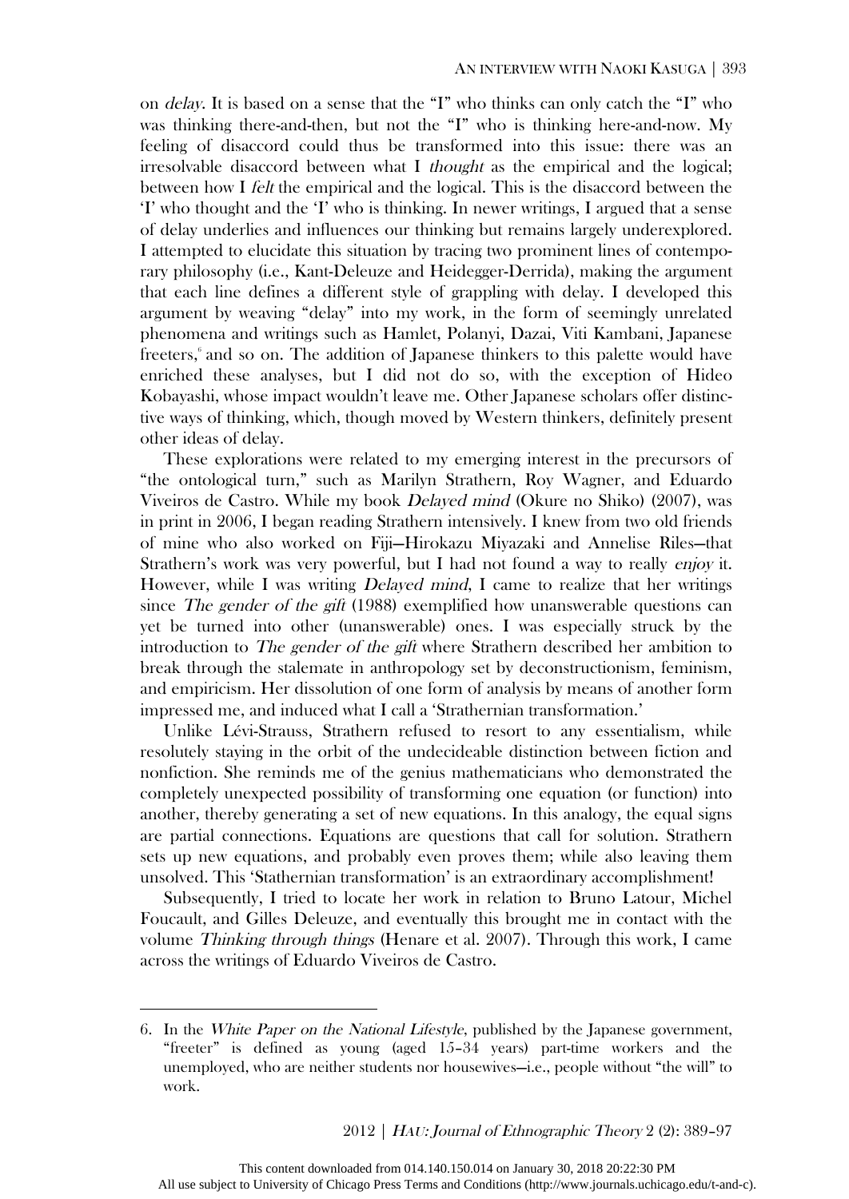on *delay*. It is based on a sense that the "I" who thinks can only catch the "I" who was thinking there-and-then, but not the "I" who is thinking here-and-now. My feeling of disaccord could thus be transformed into this issue: there was an irresolvable disaccord between what I *thought* as the empirical and the logical; between how I *felt* the empirical and the logical. This is the disaccord between the 'I' who thought and the 'I' who is thinking. In newer writings, I argued that a sense of delay underlies and influences our thinking but remains largely underexplored. I attempted to elucidate this situation by tracing two prominent lines of contemporary philosophy (i.e., Kant-Deleuze and Heidegger-Derrida), making the argument that each line defines a different style of grappling with delay. I developed this argument by weaving "delay" into my work, in the form of seemingly unrelated phenomena and writings such as Hamlet, Polanyi, Dazai, Viti Kambani, Japanese freeters,[6] and so on. The addition of Japanese thinkers to this palette would have enriched these analyses, but I did not do so, with the exception of Hideo Kobayashi, whose impact wouldn't leave me. Other Japanese scholars offer distinctive ways of thinking, which, though moved by Western thinkers, definitely present other ideas of delay.

These explorations were related to my emerging interest in the precursors of "the ontological turn," such as Marilyn Strathern, Roy Wagner, and Eduardo Viveiros de Castro. While my book *Delayed mind* (Okure no Shiko) (2007), was in print in 2006, I began reading Strathern intensively. I knew from two old friends of mine who also worked on Fiji—Hirokazu Miyazaki and Annelise Riles—that Strathern's work was very powerful, but I had not found a way to really *enjoy* it. However, while I was writing *Delayed mind*, I came to realize that her writings since *The gender of the gift* (1988) exemplified how unanswerable questions can yet be turned into other (unanswerable) ones. I was especially struck by the introduction to *The gender of the gift* where Strathern described her ambition to break through the stalemate in anthropology set by deconstructionism, feminism, and empiricism. Her dissolution of one form of analysis by means of another form impressed me, and induced what I call a 'Strathernian transformation.'

Unlike Lévi-Strauss, Strathern refused to resort to any essentialism, while resolutely staying in the orbit of the undecideable distinction between fiction and nonfiction. She reminds me of the genius mathematicians who demonstrated the completely unexpected possibility of transforming one equation (or function) into another, thereby generating a set of new equations. In this analogy, the equal signs are partial connections. Equations are questions that call for solution. Strathern sets up new equations, and probably even proves them; while also leaving them unsolved. This 'Stathernian transformation' is an extraordinary accomplishment!

Subsequently, I tried to locate her work in relation to Bruno Latour, Michel Foucault, and Gilles Deleuze, and eventually this brought me in contact with the volume *Thinking through things* (Henare et al. 2007). Through this work, I came across the writings of Eduardo Viveiros de Castro.

---

6. In the *White Paper on the National Lifestyle*, published by the Japanese government, "freeter" is defined as young (aged 15–34 years) part-time workers and the unemployed, who are neither students nor housewives—i.e., people without "the will" to work.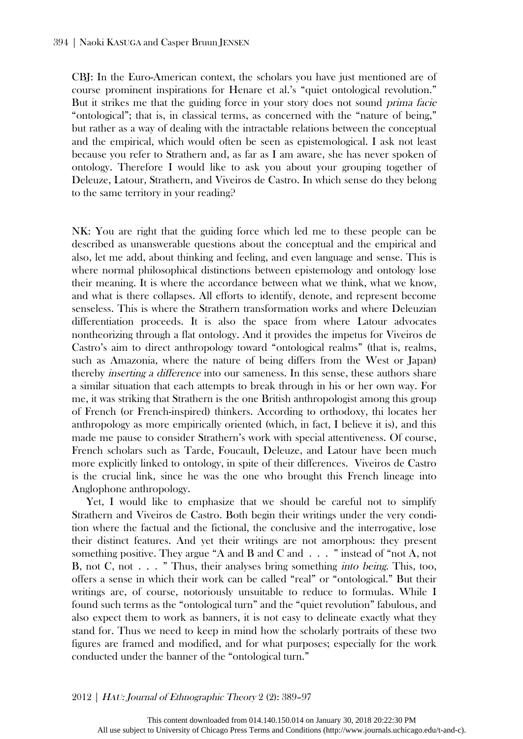CBJ: In the Euro-American context, the scholars you have just mentioned are of course prominent inspirations for Henare et al.'s "quiet ontological revolution." But it strikes me that the guiding force in your story does not sound *prima facie* "ontological"; that is, in classical terms, as concerned with the "nature of being," but rather as a way of dealing with the intractable relations between the conceptual and the empirical, which would often be seen as epistemological. I ask not least because you refer to Strathern and, as far as I am aware, she has never spoken of ontology. Therefore I would like to ask you about your grouping together of Deleuze, Latour, Strathern, and Viveiros de Castro. In which sense do they belong to the same territory in your reading?

NK: You are right that the guiding force which led me to these people can be described as unanswerable questions about the conceptual and the empirical and also, let me add, about thinking and feeling, and even language and sense. This is where normal philosophical distinctions between epistemology and ontology lose their meaning. It is where the accordance between what we think, what we know, and what is there collapses. All efforts to identify, denote, and represent become senseless. This is where the Strathern transformation works and where Deleuzian differentiation proceeds. It is also the space from where Latour advocates nontheorizing through a flat ontology. And it provides the impetus for Viveiros de Castro's aim to direct anthropology toward "ontological realms" (that is, realms, such as Amazonia, where the nature of being differs from the West or Japan) thereby *inserting a difference* into our sameness. In this sense, these authors share a similar situation that each attempts to break through in his or her own way. For me, it was striking that Strathern is the one British anthropologist among this group of French (or French-inspired) thinkers. According to orthodoxy, thi locates her anthropology as more empirically oriented (which, in fact, I believe it is), and this made me pause to consider Strathern's work with special attentiveness. Of course, French scholars such as Tarde, Foucault, Deleuze, and Latour have been much more explicitly linked to ontology, in spite of their differences. Viveiros de Castro is the crucial link, since he was the one who brought this French lineage into Anglophone anthropology.

Yet, I would like to emphasize that we should be careful not to simplify Strathern and Viveiros de Castro. Both begin their writings under the very condition where the factual and the fictional, the conclusive and the interrogative, lose their distinct features. And yet their writings are not amorphous: they present something positive. They argue "A and B and C and . . . " instead of "not A, not B, not C, not . . . " Thus, their analyses bring something *into being*. This, too, offers a sense in which their work can be called "real" or "ontological." But their writings are, of course, notoriously unsuitable to reduce to formulas. While I found such terms as the "ontological turn" and the "quiet revolution" fabulous, and also expect them to work as banners, it is not easy to delineate exactly what they stand for. Thus we need to keep in mind how the scholarly portraits of these two figures are framed and modified, and for what purposes; especially for the work conducted under the banner of the "ontological turn."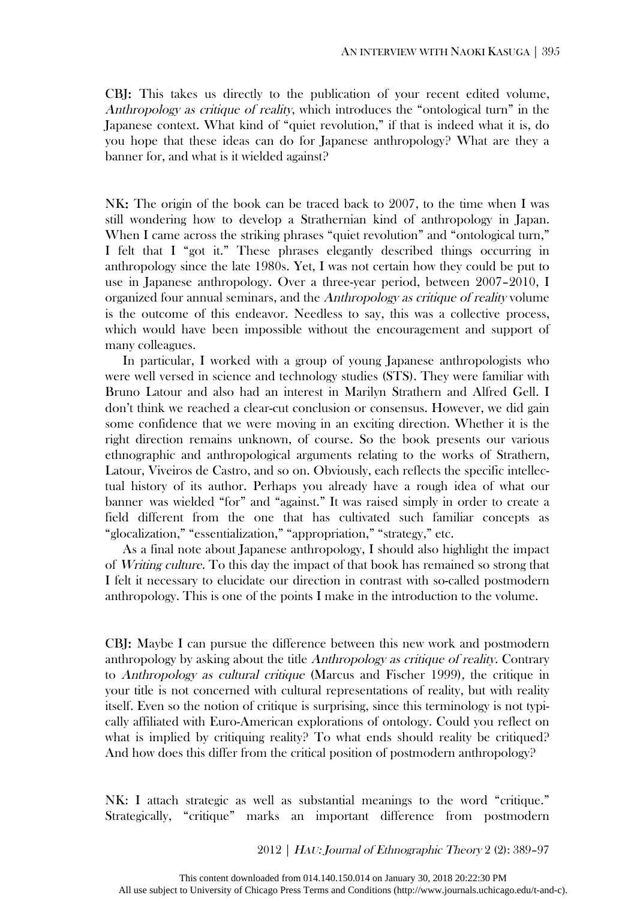**CBJ:** This takes us directly to the publication of your recent edited volume, *Anthropology as critique of reality*, which introduces the "ontological turn" in the Japanese context. What kind of "quiet revolution," if that is indeed what it is, do you hope that these ideas can do for Japanese anthropology? What are they a banner for, and what is it wielded against?

**NK:** The origin of the book can be traced back to 2007, to the time when I was still wondering how to develop a Strathernian kind of anthropology in Japan. When I came across the striking phrases "quiet revolution" and "ontological turn," I felt that I "got it." These phrases elegantly described things occurring in anthropology since the late 1980s. Yet, I was not certain how they could be put to use in Japanese anthropology. Over a three-year period, between 2007–2010, I organized four annual seminars, and the *Anthropology as critique of reality* volume is the outcome of this endeavor. Needless to say, this was a collective process, which would have been impossible without the encouragement and support of many colleagues.

In particular, I worked with a group of young Japanese anthropologists who were well versed in science and technology studies (STS). They were familiar with Bruno Latour and also had an interest in Marilyn Strathern and Alfred Gell. I don't think we reached a clear-cut conclusion or consensus. However, we did gain some confidence that we were moving in an exciting direction. Whether it is the right direction remains unknown, of course. So the book presents our various ethnographic and anthropological arguments relating to the works of Strathern, Latour, Viveiros de Castro, and so on. Obviously, each reflects the specific intellectual history of its author. Perhaps you already have a rough idea of what our banner was wielded "for" and "against." It was raised simply in order to create a field different from the one that has cultivated such familiar concepts as "glocalization," "essentialization," "appropriation," "strategy," etc.

As a final note about Japanese anthropology, I should also highlight the impact of *Writing culture*. To this day the impact of that book has remained so strong that I felt it necessary to elucidate our direction in contrast with so-called postmodern anthropology. This is one of the points I make in the introduction to the volume.

**CBJ:** Maybe I can pursue the difference between this new work and postmodern anthropology by asking about the title *Anthropology as critique of reality*. Contrary to *Anthropology as cultural critique* (Marcus and Fischer 1999), the critique in your title is not concerned with cultural representations of reality, but with reality itself. Even so the notion of critique is surprising, since this terminology is not typically affiliated with Euro-American explorations of ontology. Could you reflect on what is implied by critiquing reality? To what ends should reality be critiqued? And how does this differ from the critical position of postmodern anthropology?

**NK:** I attach strategic as well as substantial meanings to the word "critique." Strategically, "critique" marks an important difference from postmodern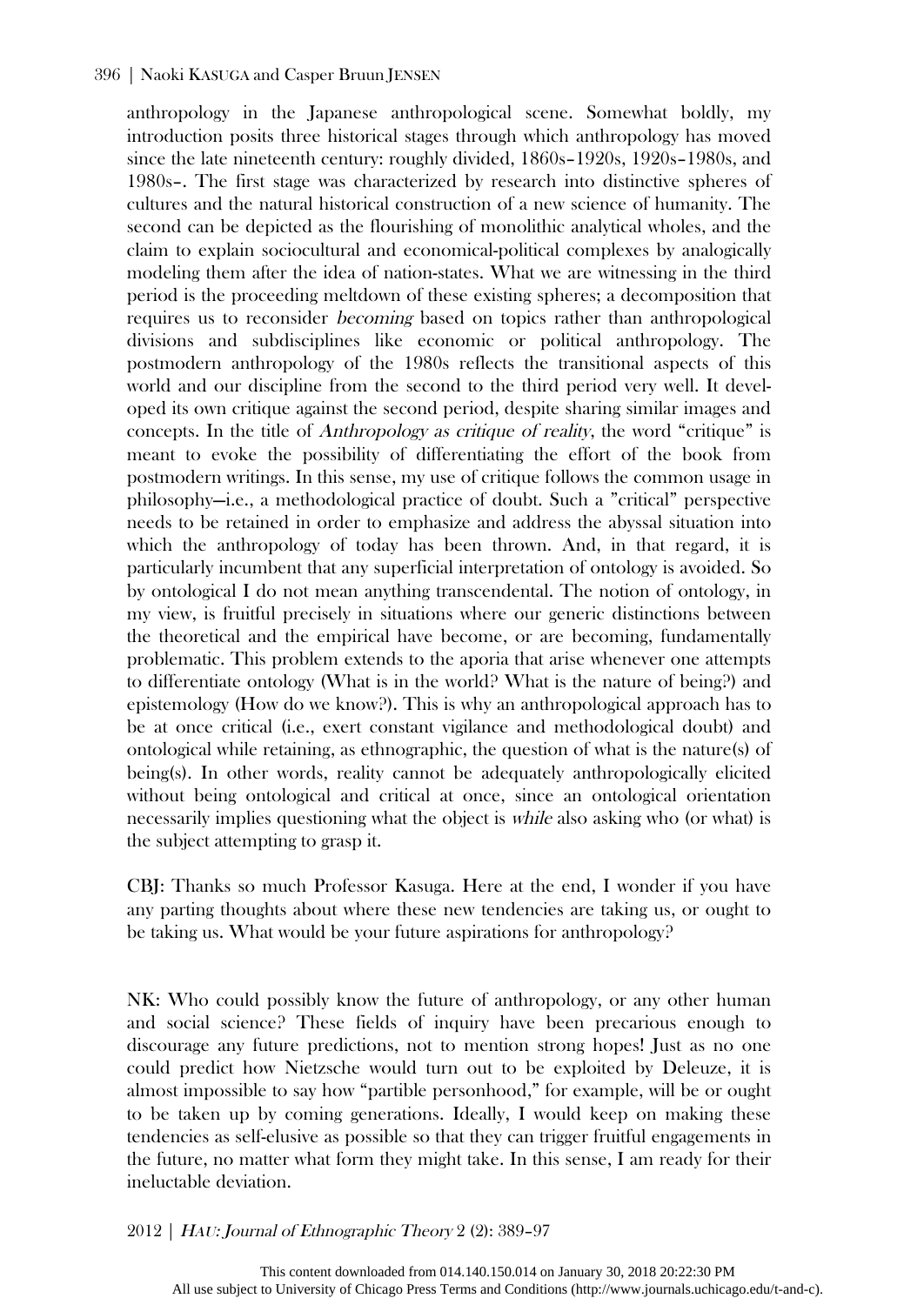anthropology in the Japanese anthropological scene. Somewhat boldly, my introduction posits three historical stages through which anthropology has moved since the late nineteenth century: roughly divided, 1860s–1920s, 1920s–1980s, and 1980s–. The first stage was characterized by research into distinctive spheres of cultures and the natural historical construction of a new science of humanity. The second can be depicted as the flourishing of monolithic analytical wholes, and the claim to explain sociocultural and economical-political complexes by analogically modeling them after the idea of nation-states. What we are witnessing in the third period is the proceeding meltdown of these existing spheres; a decomposition that requires us to reconsider *becoming* based on topics rather than anthropological divisions and subdisciplines like economic or political anthropology. The postmodern anthropology of the 1980s reflects the transitional aspects of this world and our discipline from the second to the third period very well. It developed its own critique against the second period, despite sharing similar images and concepts. In the title of *Anthropology as critique of reality*, the word "critique" is meant to evoke the possibility of differentiating the effort of the book from postmodern writings. In this sense, my use of critique follows the common usage in philosophy—i.e., a methodological practice of doubt. Such a "critical" perspective needs to be retained in order to emphasize and address the abyssal situation into which the anthropology of today has been thrown. And, in that regard, it is particularly incumbent that any superficial interpretation of ontology is avoided. So by ontological I do not mean anything transcendental. The notion of ontology, in my view, is fruitful precisely in situations where our generic distinctions between the theoretical and the empirical have become, or are becoming, fundamentally problematic. This problem extends to the aporia that arise whenever one attempts to differentiate ontology (What is in the world? What is the nature of being?) and epistemology (How do we know?). This is why an anthropological approach has to be at once critical (i.e., exert constant vigilance and methodological doubt) and ontological while retaining, as ethnographic, the question of what is the nature(s) of being(s). In other words, reality cannot be adequately anthropologically elicited without being ontological and critical at once, since an ontological orientation necessarily implies questioning what the object is *while* also asking who (or what) is the subject attempting to grasp it.

CBJ: Thanks so much Professor Kasuga. Here at the end, I wonder if you have any parting thoughts about where these new tendencies are taking us, or ought to be taking us. What would be your future aspirations for anthropology?

NK: Who could possibly know the future of anthropology, or any other human and social science? These fields of inquiry have been precarious enough to discourage any future predictions, not to mention strong hopes! Just as no one could predict how Nietzsche would turn out to be exploited by Deleuze, it is almost impossible to say how "partible personhood," for example, will be or ought to be taken up by coming generations. Ideally, I would keep on making these tendencies as self-elusive as possible so that they can trigger fruitful engagements in the future, no matter what form they might take. In this sense, I am ready for their ineluctable deviation.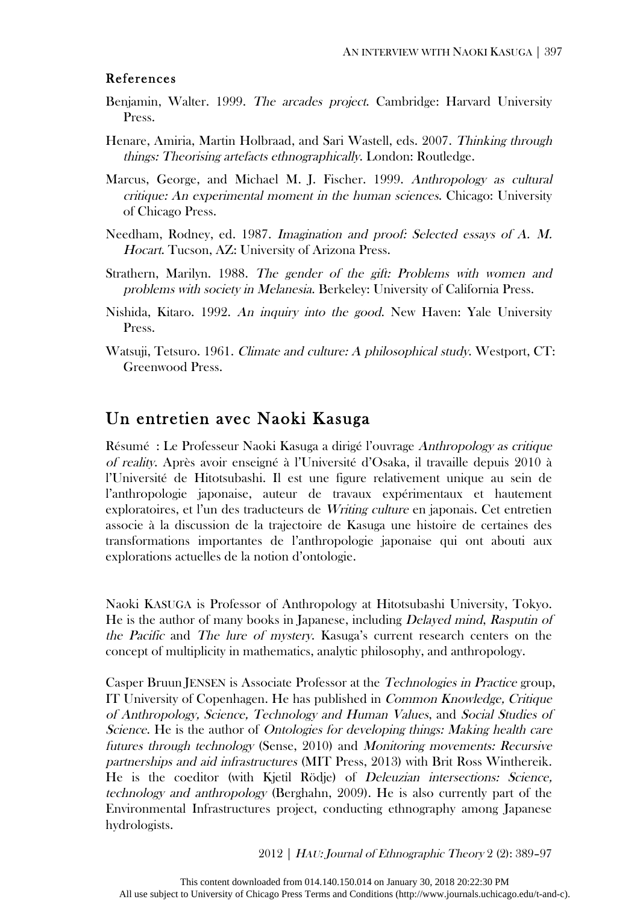### References

Benjamin, Walter. 1999. *The arcades project*. Cambridge: Harvard University Press.

Henare, Amiria, Martin Holbraad, and Sari Wastell, eds. 2007. *Thinking through things: Theorising artefacts ethnographically*. London: Routledge.

Marcus, George, and Michael M. J. Fischer. 1999. *Anthropology as cultural critique: An experimental moment in the human sciences*. Chicago: University of Chicago Press.

Needham, Rodney, ed. 1987. *Imagination and proof: Selected essays of A. M. Hocart*. Tucson, AZ: University of Arizona Press.

Strathern, Marilyn. 1988. *The gender of the gift: Problems with women and problems with society in Melanesia*. Berkeley: University of California Press.

Nishida, Kitaro. 1992. *An inquiry into the good*. New Haven: Yale University Press.

Watsuji, Tetsuro. 1961. *Climate and culture: A philosophical study*. Westport, CT: Greenwood Press.

## Un entretien avec Naoki Kasuga

Résumé : Le Professeur Naoki Kasuga a dirigé l'ouvrage *Anthropology as critique of reality*. Après avoir enseigné à l'Université d'Osaka, il travaille depuis 2010 à l'Université de Hitotsubashi. Il est une figure relativement unique au sein de l'anthropologie japonaise, auteur de travaux expérimentaux et hautement exploratoires, et l'un des traducteurs de *Writing culture* en japonais. Cet entretien associe à la discussion de la trajectoire de Kasuga une histoire de certaines des transformations importantes de l'anthropologie japonaise qui ont abouti aux explorations actuelles de la notion d'ontologie.

Naoki KASUGA is Professor of Anthropology at Hitotsubashi University, Tokyo. He is the author of many books in Japanese, including *Delayed mind*, *Rasputin of the Pacific* and *The lure of mystery*. Kasuga's current research centers on the concept of multiplicity in mathematics, analytic philosophy, and anthropology.

Casper Bruun JENSEN is Associate Professor at the *Technologies in Practice* group, IT University of Copenhagen. He has published in *Common Knowledge, Critique of Anthropology, Science, Technology and Human Values,* and *Social Studies of Science*. He is the author of *Ontologies for developing things: Making health care futures through technology* (Sense, 2010) and *Monitoring movements: Recursive partnerships and aid infrastructures* (MIT Press, 2013) with Brit Ross Winthereik. He is the coeditor (with Kjetil Rödje) of *Deleuzian intersections: Science, technology and anthropology* (Berghahn, 2009). He is also currently part of the Environmental Infrastructures project, conducting ethnography among Japanese hydrologists.